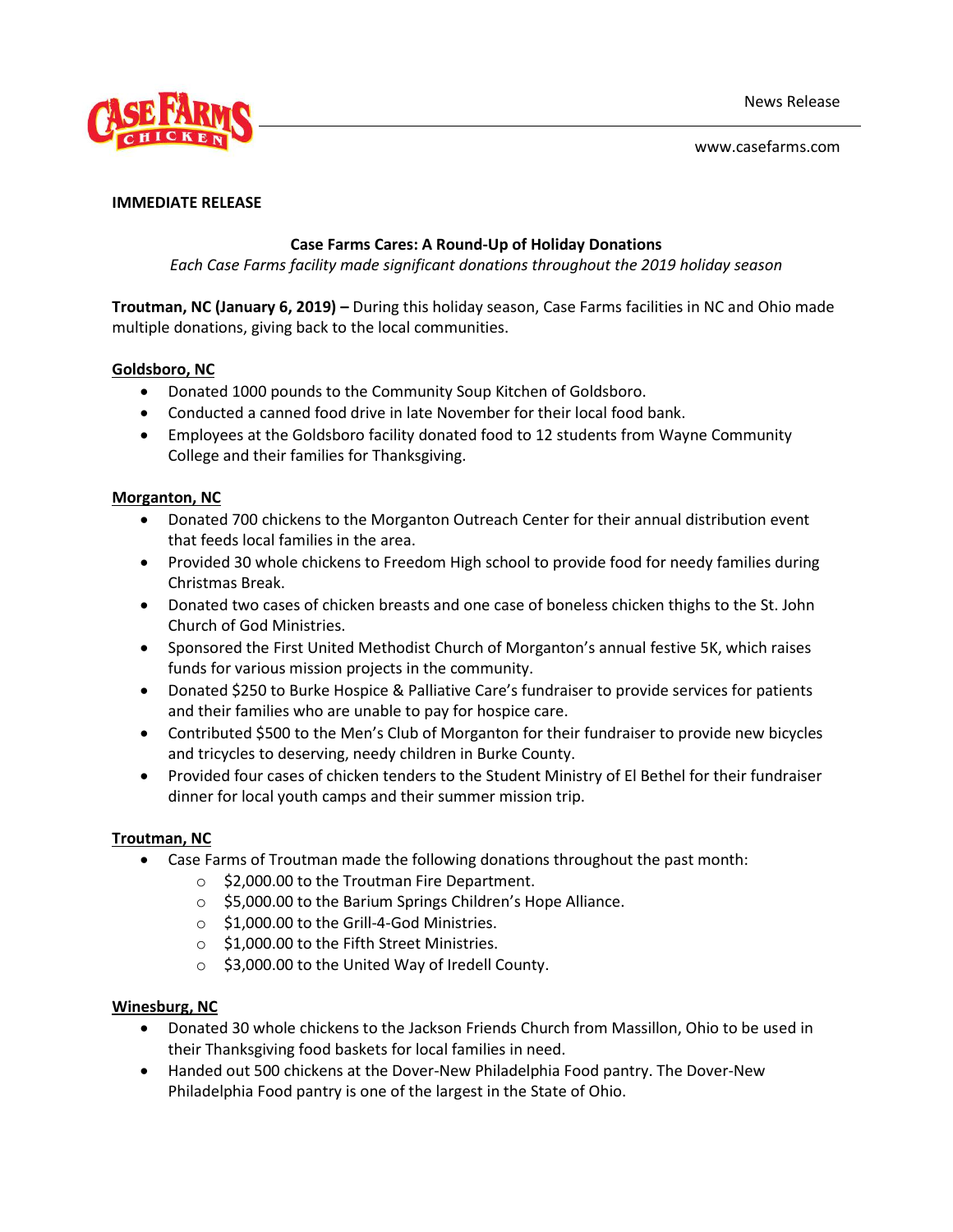News Release

www.casefarms.com

**IMMEDIATE RELEASE**

**Case Farms Cares: A Round-Up of Holiday Donations**

*Each Case Farms facility made significant donations throughout the 2019 holiday season*

**Troutman, NC (January 6, 2019) –** During this holiday season, Case Farms facilities in NC and Ohio made multiple donations, giving back to the local communities.

**Goldsboro, NC**

- Donated 1000 pounds to the Community Soup Kitchen of Goldsboro.
- Conducted a canned food drive in late November for their local food bank.
- Employees at the Goldsboro facility donated food to 12 students from Wayne Community College and their families for Thanksgiving.

**Morganton, NC**

- Donated 700 chickens to the Morganton Outreach Center for their annual distribution event that feeds local families in the area.
- Provided 30 whole chickens to Freedom High school to provide food for needy families during Christmas Break.
- Donated two cases of chicken breasts and one case of boneless chicken thighs to the St. John Church of God Ministries.
- Sponsored the First United Methodist Church of Morganton's annual festive 5K, which raises funds for various mission projects in the community.
- Donated $250 to Burke Hospice & Palliative Care's fundraiser to provide services for patients and their families who are unable to pay for hospice care.
- Contributed $500 to the Men's Club of Morganton for their fundraiser to provide new bicycles and tricycles to deserving, needy children in Burke County.
- Provided four cases of chicken tenders to the Student Ministry of El Bethel for their fundraiser dinner for local youth camps and their summer mission trip.

**Troutman, NC**

- Case Farms of Troutman made the following donations throughout the past month:
  - $2,000.00 to the Troutman Fire Department.
  - $5,000.00 to the Barium Springs Children's Hope Alliance.
  - $1,000.00 to the Grill-4-God Ministries.
  - $1,000.00 to the Fifth Street Ministries.
  - $3,000.00 to the United Way of Iredell County.

**Winesburg, NC**

- Donated 30 whole chickens to the Jackson Friends Church from Massillon, Ohio to be used in their Thanksgiving food baskets for local families in need.
- Handed out 500 chickens at the Dover-New Philadelphia Food pantry. The Dover-New Philadelphia Food pantry is one of the largest in the State of Ohio.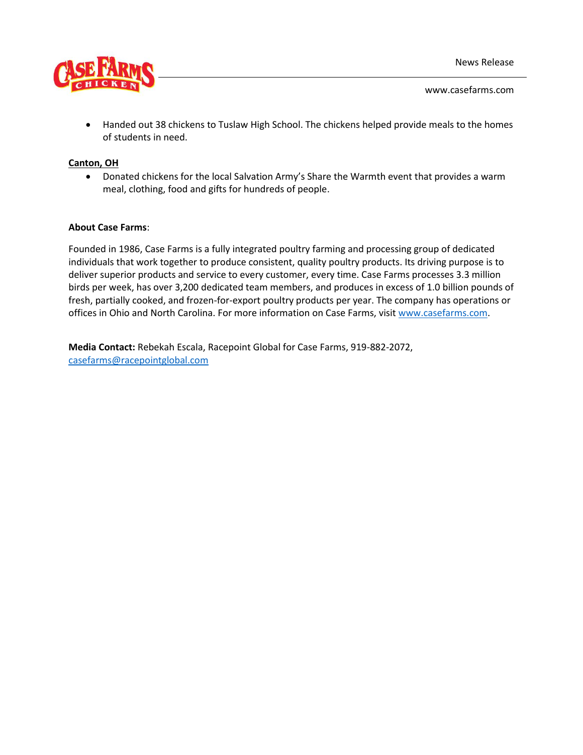- Handed out 38 chickens to Tuslaw High School. The chickens helped provide meals to the homes of students in need.

**Canton, OH**

- Donated chickens for the local Salvation Army's Share the Warmth event that provides a warm meal, clothing, food and gifts for hundreds of people.

**About Case Farms**:

Founded in 1986, Case Farms is a fully integrated poultry farming and processing group of dedicated individuals that work together to produce consistent, quality poultry products. Its driving purpose is to deliver superior products and service to every customer, every time. Case Farms processes 3.3 million birds per week, has over 3,200 dedicated team members, and produces in excess of 1.0 billion pounds of fresh, partially cooked, and frozen-for-export poultry products per year. The company has operations or offices in Ohio and North Carolina. For more information on Case Farms, visit www.casefarms.com.

**Media Contact:** Rebekah Escala, Racepoint Global for Case Farms, 919-882-2072, casefarms@racepointglobal.com